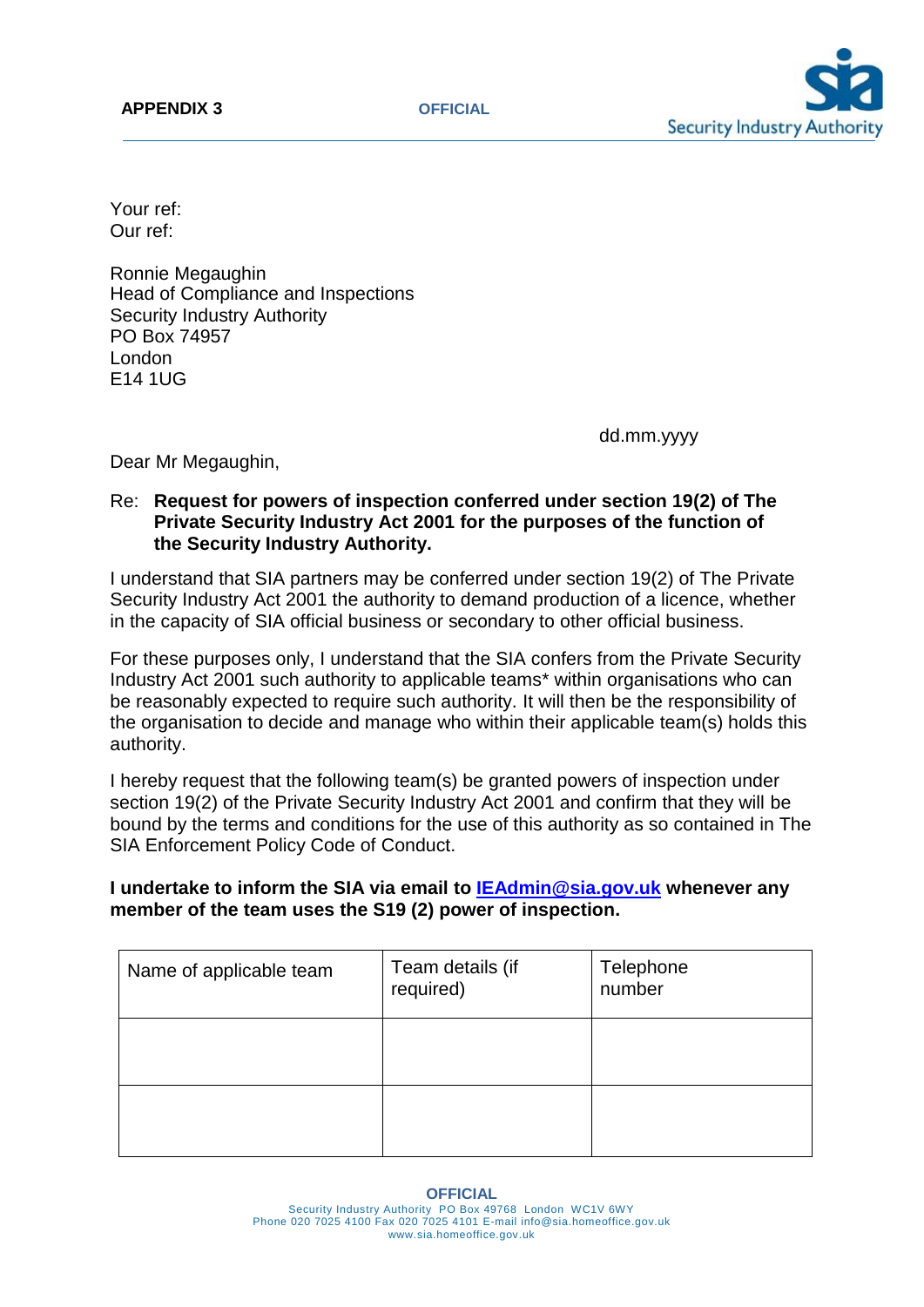**APPENDIX 3**

Your ref:
Our ref:

Ronnie Megaughin
Head of Compliance and Inspections
Security Industry Authority
PO Box 74957
London
E14 1UG

dd.mm.yyyy

Dear Mr Megaughin,

Re: **Request for powers of inspection conferred under section 19(2) of The Private Security Industry Act 2001 for the purposes of the function of the Security Industry Authority.**

I understand that SIA partners may be conferred under section 19(2) of The Private Security Industry Act 2001 the authority to demand production of a licence, whether in the capacity of SIA official business or secondary to other official business.

For these purposes only, I understand that the SIA confers from the Private Security Industry Act 2001 such authority to applicable teams* within organisations who can be reasonably expected to require such authority. It will then be the responsibility of the organisation to decide and manage who within their applicable team(s) holds this authority.

I hereby request that the following team(s) be granted powers of inspection under section 19(2) of the Private Security Industry Act 2001 and confirm that they will be bound by the terms and conditions for the use of this authority as so contained in The SIA Enforcement Policy Code of Conduct.

**I undertake to inform the SIA via email to [IEAdmin@sia.gov.uk](mailto:IEAdmin@sia.gov.uk) whenever any member of the team uses the S19 (2) power of inspection.**

| Name of applicable team | Team details (if required) | Telephone number |
| --- | --- | --- |
| | | |
| | | |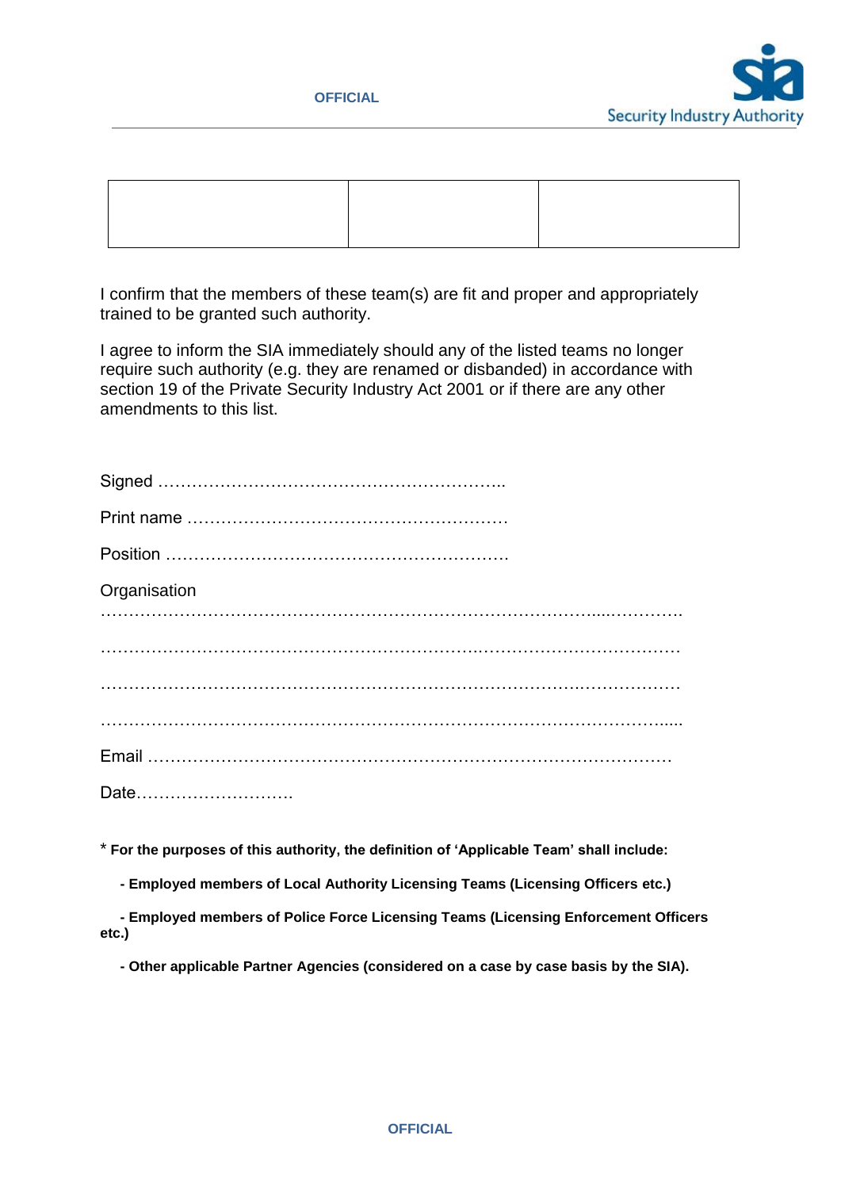| | | |
|---|---|---|
| | | |

I confirm that the members of these team(s) are fit and proper and appropriately trained to be granted such authority.

I agree to inform the SIA immediately should any of the listed teams no longer require such authority (e.g. they are renamed or disbanded) in accordance with section 19 of the Private Security Industry Act 2001 or if there are any other amendments to this list.

Signed ……………………………………………………..

Print name …………………………………………………

Position …………………………………………………….

Organisation
………………………………………………………………………………………….

………………………………………………………………………………………….

………………………………………………………………………………………….

………………………………………………………………………………………….

Email ……………………………………………………………………………………

Date……………………….

* **For the purposes of this authority, the definition of 'Applicable Team' shall include:**

**- Employed members of Local Authority Licensing Teams (Licensing Officers etc.)**

**- Employed members of Police Force Licensing Teams (Licensing Enforcement Officers etc.)**

**- Other applicable Partner Agencies (considered on a case by case basis by the SIA).**